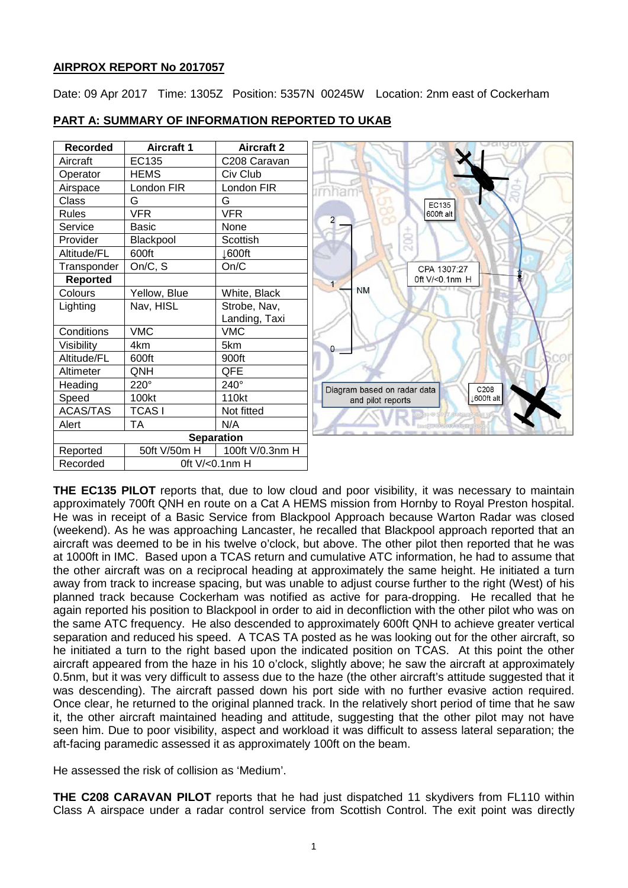## AIRPROX REPORT No 2017057

Date: 09 Apr 2017 Time: 1305Z Position: 5357N 00245W Location: 2nm east of Cockerham

## PART A: SUMMARY OF INFORMATION REPORTED TO UKAB

| Recorded | Aircraft 1 | Aircraft 2 |
|---|---|---|
| Aircraft | EC135 | C208 Caravan |
| Operator | HEMS | Civ Club |
| Airspace | London FIR | London FIR |
| Class | G | G |
| Rules | VFR | VFR |
| Service | Basic | None |
| Provider | Blackpool | Scottish |
| Altitude/FL | 600ft | ↓600ft |
| Transponder | On/C, S | On/C |
| **Reported** | | |
| Colours | Yellow, Blue | White, Black |
| Lighting | Nav, HISL | Strobe, Nav, Landing, Taxi |
| Conditions | VMC | VMC |
| Visibility | 4km | 5km |
| Altitude/FL | 600ft | 900ft |
| Altimeter | QNH | QFE |
| Heading | 220° | 240° |
| Speed | 100kt | 110kt |
| ACAS/TAS | TCAS I | Not fitted |
| Alert | TA | N/A |
| **Separation** | | |
| Reported | 50ft V/50m H | 100ft V/0.3nm H |
| Recorded | 0ft V/<0.1nm H | |

Diagram based on radar data and pilot reports

**THE EC135 PILOT** reports that, due to low cloud and poor visibility, it was necessary to maintain approximately 700ft QNH en route on a Cat A HEMS mission from Hornby to Royal Preston hospital. He was in receipt of a Basic Service from Blackpool Approach because Warton Radar was closed (weekend). As he was approaching Lancaster, he recalled that Blackpool approach reported that an aircraft was deemed to be in his twelve o'clock, but above. The other pilot then reported that he was at 1000ft in IMC. Based upon a TCAS return and cumulative ATC information, he had to assume that the other aircraft was on a reciprocal heading at approximately the same height. He initiated a turn away from track to increase spacing, but was unable to adjust course further to the right (West) of his planned track because Cockerham was notified as active for para-dropping. He recalled that he again reported his position to Blackpool in order to aid in deconfliction with the other pilot who was on the same ATC frequency. He also descended to approximately 600ft QNH to achieve greater vertical separation and reduced his speed. A TCAS TA posted as he was looking out for the other aircraft, so he initiated a turn to the right based upon the indicated position on TCAS. At this point the other aircraft appeared from the haze in his 10 o'clock, slightly above; he saw the aircraft at approximately 0.5nm, but it was very difficult to assess due to the haze (the other aircraft's attitude suggested that it was descending). The aircraft passed down his port side with no further evasive action required. Once clear, he returned to the original planned track. In the relatively short period of time that he saw it, the other aircraft maintained heading and attitude, suggesting that the other pilot may not have seen him. Due to poor visibility, aspect and workload it was difficult to assess lateral separation; the aft-facing paramedic assessed it as approximately 100ft on the beam.

He assessed the risk of collision as 'Medium'.

**THE C208 CARAVAN PILOT** reports that he had just dispatched 11 skydivers from FL110 within Class A airspace under a radar control service from Scottish Control. The exit point was directly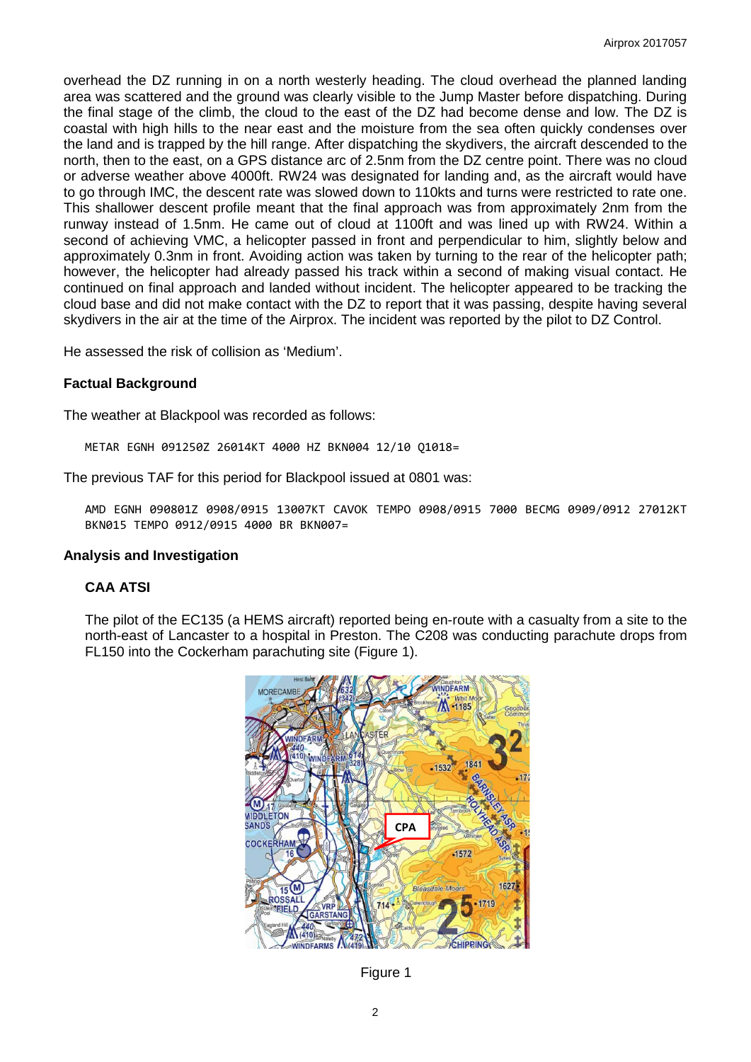overhead the DZ running in on a north westerly heading. The cloud overhead the planned landing area was scattered and the ground was clearly visible to the Jump Master before dispatching. During the final stage of the climb, the cloud to the east of the DZ had become dense and low. The DZ is coastal with high hills to the near east and the moisture from the sea often quickly condenses over the land and is trapped by the hill range. After dispatching the skydivers, the aircraft descended to the north, then to the east, on a GPS distance arc of 2.5nm from the DZ centre point. There was no cloud or adverse weather above 4000ft. RW24 was designated for landing and, as the aircraft would have to go through IMC, the descent rate was slowed down to 110kts and turns were restricted to rate one. This shallower descent profile meant that the final approach was from approximately 2nm from the runway instead of 1.5nm. He came out of cloud at 1100ft and was lined up with RW24. Within a second of achieving VMC, a helicopter passed in front and perpendicular to him, slightly below and approximately 0.3nm in front. Avoiding action was taken by turning to the rear of the helicopter path; however, the helicopter had already passed his track within a second of making visual contact. He continued on final approach and landed without incident. The helicopter appeared to be tracking the cloud base and did not make contact with the DZ to report that it was passing, despite having several skydivers in the air at the time of the Airprox. The incident was reported by the pilot to DZ Control.

He assessed the risk of collision as 'Medium'.

## Factual Background

The weather at Blackpool was recorded as follows:

```
METAR EGNH 091250Z 26014KT 4000 HZ BKN004 12/10 Q1018=
```

The previous TAF for this period for Blackpool issued at 0801 was:

```
AMD EGNH 090801Z 0908/0915 13007KT CAVOK TEMPO 0908/0915 7000 BECMG 0909/0912 27012KT
BKN015 TEMPO 0912/0915 4000 BR BKN007=
```

## Analysis and Investigation

### CAA ATSI

The pilot of the EC135 (a HEMS aircraft) reported being en-route with a casualty from a site to the north-east of Lancaster to a hospital in Preston. The C208 was conducting parachute drops from FL150 into the Cockerham parachuting site (Figure 1).

Figure 1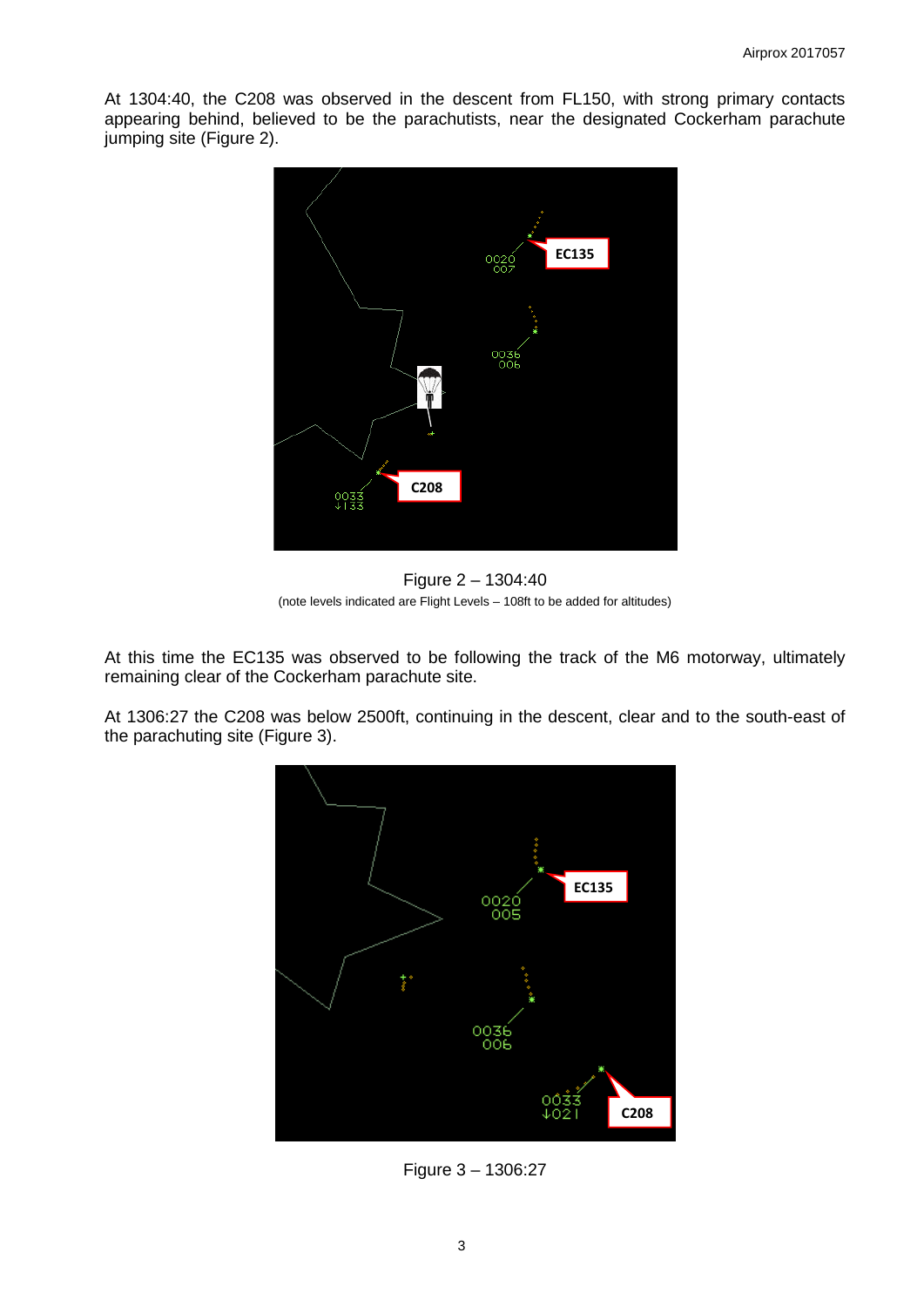At 1304:40, the C208 was observed in the descent from FL150, with strong primary contacts appearing behind, believed to be the parachutists, near the designated Cockerham parachute jumping site (Figure 2).

Figure 2 – 1304:40
(note levels indicated are Flight Levels – 108ft to be added for altitudes)

At this time the EC135 was observed to be following the track of the M6 motorway, ultimately remaining clear of the Cockerham parachute site.

At 1306:27 the C208 was below 2500ft, continuing in the descent, clear and to the south-east of the parachuting site (Figure 3).

Figure 3 – 1306:27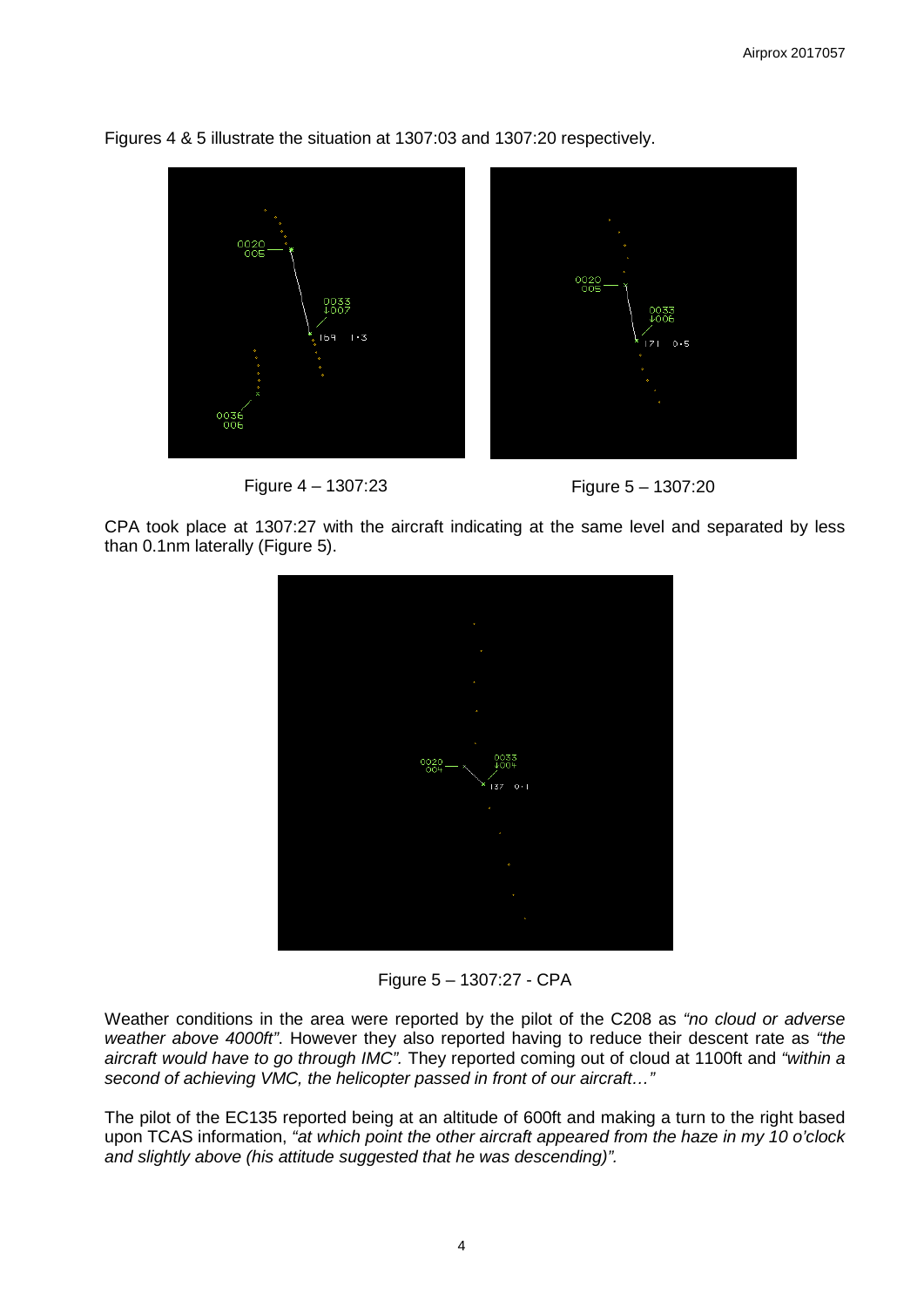Figures 4 & 5 illustrate the situation at 1307:03 and 1307:20 respectively.

Figure 4 – 1307:23

Figure 5 – 1307:20

CPA took place at 1307:27 with the aircraft indicating at the same level and separated by less than 0.1nm laterally (Figure 5).

Figure 5 – 1307:27 - CPA

Weather conditions in the area were reported by the pilot of the C208 as *"no cloud or adverse weather above 4000ft"*. However they also reported having to reduce their descent rate as *"the aircraft would have to go through IMC"*. They reported coming out of cloud at 1100ft and *"within a second of achieving VMC, the helicopter passed in front of our aircraft…"*

The pilot of the EC135 reported being at an altitude of 600ft and making a turn to the right based upon TCAS information, *"at which point the other aircraft appeared from the haze in my 10 o'clock and slightly above (his attitude suggested that he was descending)"*.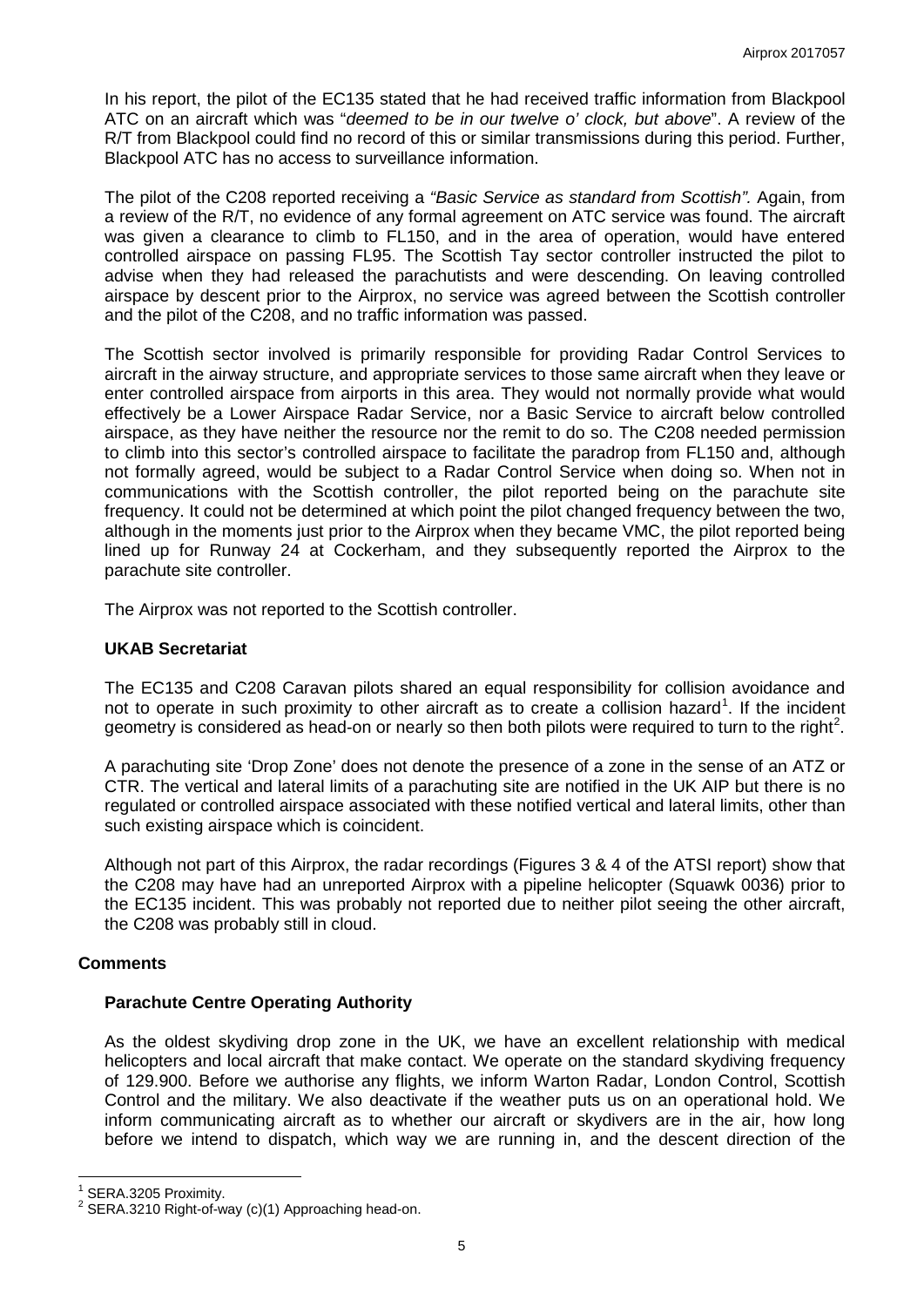In his report, the pilot of the EC135 stated that he had received traffic information from Blackpool ATC on an aircraft which was "*deemed to be in our twelve o' clock, but above*". A review of the R/T from Blackpool could find no record of this or similar transmissions during this period. Further, Blackpool ATC has no access to surveillance information.

The pilot of the C208 reported receiving a *"Basic Service as standard from Scottish".* Again, from a review of the R/T, no evidence of any formal agreement on ATC service was found. The aircraft was given a clearance to climb to FL150, and in the area of operation, would have entered controlled airspace on passing FL95. The Scottish Tay sector controller instructed the pilot to advise when they had released the parachutists and were descending. On leaving controlled airspace by descent prior to the Airprox, no service was agreed between the Scottish controller and the pilot of the C208, and no traffic information was passed.

The Scottish sector involved is primarily responsible for providing Radar Control Services to aircraft in the airway structure, and appropriate services to those same aircraft when they leave or enter controlled airspace from airports in this area. They would not normally provide what would effectively be a Lower Airspace Radar Service, nor a Basic Service to aircraft below controlled airspace, as they have neither the resource nor the remit to do so. The C208 needed permission to climb into this sector's controlled airspace to facilitate the paradrop from FL150 and, although not formally agreed, would be subject to a Radar Control Service when doing so. When not in communications with the Scottish controller, the pilot reported being on the parachute site frequency. It could not be determined at which point the pilot changed frequency between the two, although in the moments just prior to the Airprox when they became VMC, the pilot reported being lined up for Runway 24 at Cockerham, and they subsequently reported the Airprox to the parachute site controller.

The Airprox was not reported to the Scottish controller.

### UKAB Secretariat

The EC135 and C208 Caravan pilots shared an equal responsibility for collision avoidance and not to operate in such proximity to other aircraft as to create a collision hazard[1]. If the incident geometry is considered as head-on or nearly so then both pilots were required to turn to the right[2].

A parachuting site 'Drop Zone' does not denote the presence of a zone in the sense of an ATZ or CTR. The vertical and lateral limits of a parachuting site are notified in the UK AIP but there is no regulated or controlled airspace associated with these notified vertical and lateral limits, other than such existing airspace which is coincident.

Although not part of this Airprox, the radar recordings (Figures 3 & 4 of the ATSI report) show that the C208 may have had an unreported Airprox with a pipeline helicopter (Squawk 0036) prior to the EC135 incident. This was probably not reported due to neither pilot seeing the other aircraft, the C208 was probably still in cloud.

## Comments

### Parachute Centre Operating Authority

As the oldest skydiving drop zone in the UK, we have an excellent relationship with medical helicopters and local aircraft that make contact. We operate on the standard skydiving frequency of 129.900. Before we authorise any flights, we inform Warton Radar, London Control, Scottish Control and the military. We also deactivate if the weather puts us on an operational hold. We inform communicating aircraft as to whether our aircraft or skydivers are in the air, how long before we intend to dispatch, which way we are running in, and the descent direction of the

---

[1] SERA.3205 Proximity.

[2] SERA.3210 Right-of-way (c)(1) Approaching head-on.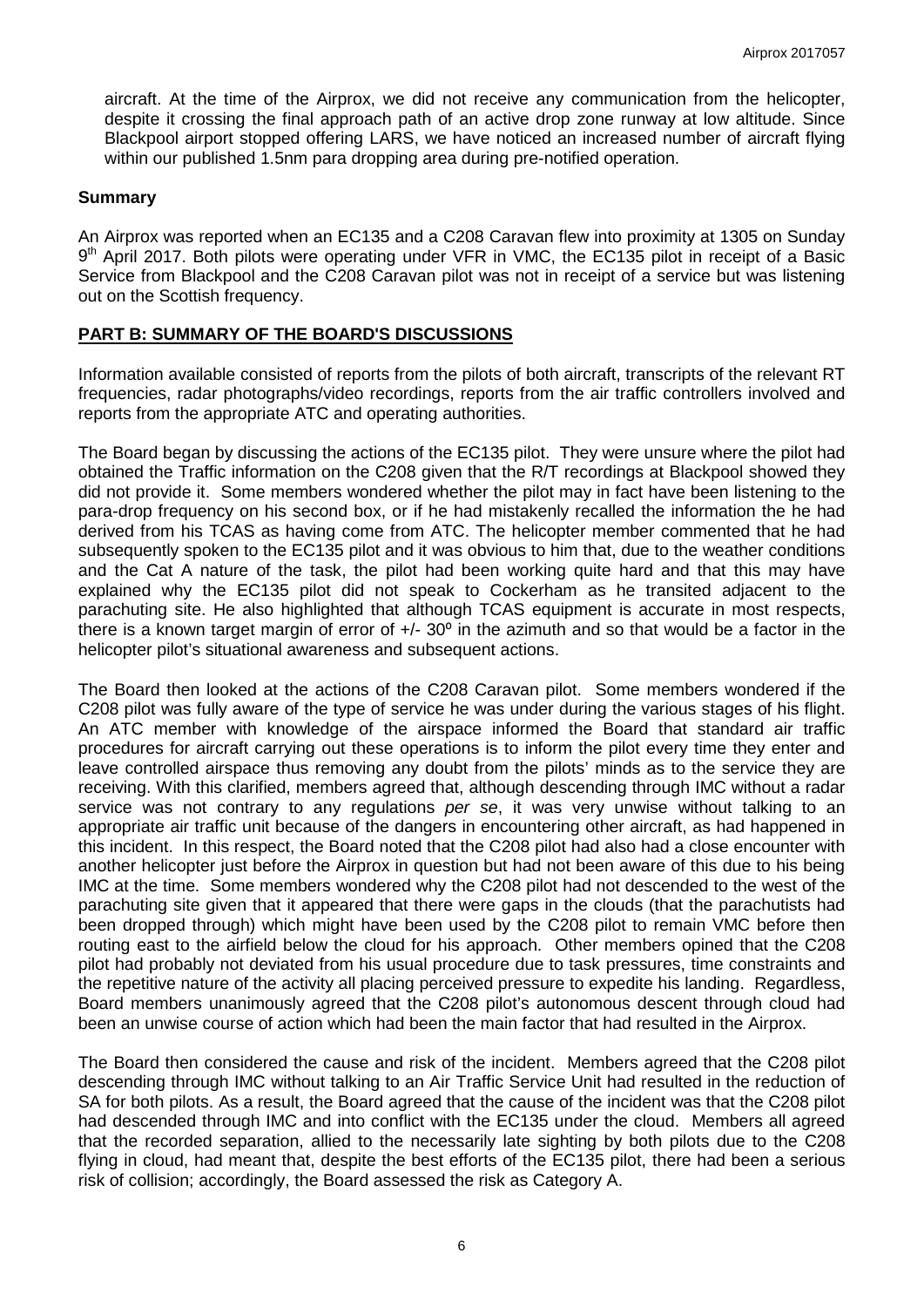aircraft. At the time of the Airprox, we did not receive any communication from the helicopter, despite it crossing the final approach path of an active drop zone runway at low altitude. Since Blackpool airport stopped offering LARS, we have noticed an increased number of aircraft flying within our published 1.5nm para dropping area during pre-notified operation.

### Summary

An Airprox was reported when an EC135 and a C208 Caravan flew into proximity at 1305 on Sunday 9th April 2017. Both pilots were operating under VFR in VMC, the EC135 pilot in receipt of a Basic Service from Blackpool and the C208 Caravan pilot was not in receipt of a service but was listening out on the Scottish frequency.

## PART B: SUMMARY OF THE BOARD'S DISCUSSIONS

Information available consisted of reports from the pilots of both aircraft, transcripts of the relevant RT frequencies, radar photographs/video recordings, reports from the air traffic controllers involved and reports from the appropriate ATC and operating authorities.

The Board began by discussing the actions of the EC135 pilot. They were unsure where the pilot had obtained the Traffic information on the C208 given that the R/T recordings at Blackpool showed they did not provide it. Some members wondered whether the pilot may in fact have been listening to the para-drop frequency on his second box, or if he had mistakenly recalled the information the he had derived from his TCAS as having come from ATC. The helicopter member commented that he had subsequently spoken to the EC135 pilot and it was obvious to him that, due to the weather conditions and the Cat A nature of the task, the pilot had been working quite hard and that this may have explained why the EC135 pilot did not speak to Cockerham as he transited adjacent to the parachuting site. He also highlighted that although TCAS equipment is accurate in most respects, there is a known target margin of error of +/- 30º in the azimuth and so that would be a factor in the helicopter pilot's situational awareness and subsequent actions.

The Board then looked at the actions of the C208 Caravan pilot. Some members wondered if the C208 pilot was fully aware of the type of service he was under during the various stages of his flight. An ATC member with knowledge of the airspace informed the Board that standard air traffic procedures for aircraft carrying out these operations is to inform the pilot every time they enter and leave controlled airspace thus removing any doubt from the pilots' minds as to the service they are receiving. With this clarified, members agreed that, although descending through IMC without a radar service was not contrary to any regulations *per se*, it was very unwise without talking to an appropriate air traffic unit because of the dangers in encountering other aircraft, as had happened in this incident. In this respect, the Board noted that the C208 pilot had also had a close encounter with another helicopter just before the Airprox in question but had not been aware of this due to his being IMC at the time. Some members wondered why the C208 pilot had not descended to the west of the parachuting site given that it appeared that there were gaps in the clouds (that the parachutists had been dropped through) which might have been used by the C208 pilot to remain VMC before then routing east to the airfield below the cloud for his approach. Other members opined that the C208 pilot had probably not deviated from his usual procedure due to task pressures, time constraints and the repetitive nature of the activity all placing perceived pressure to expedite his landing. Regardless, Board members unanimously agreed that the C208 pilot's autonomous descent through cloud had been an unwise course of action which had been the main factor that had resulted in the Airprox.

The Board then considered the cause and risk of the incident. Members agreed that the C208 pilot descending through IMC without talking to an Air Traffic Service Unit had resulted in the reduction of SA for both pilots. As a result, the Board agreed that the cause of the incident was that the C208 pilot had descended through IMC and into conflict with the EC135 under the cloud. Members all agreed that the recorded separation, allied to the necessarily late sighting by both pilots due to the C208 flying in cloud, had meant that, despite the best efforts of the EC135 pilot, there had been a serious risk of collision; accordingly, the Board assessed the risk as Category A.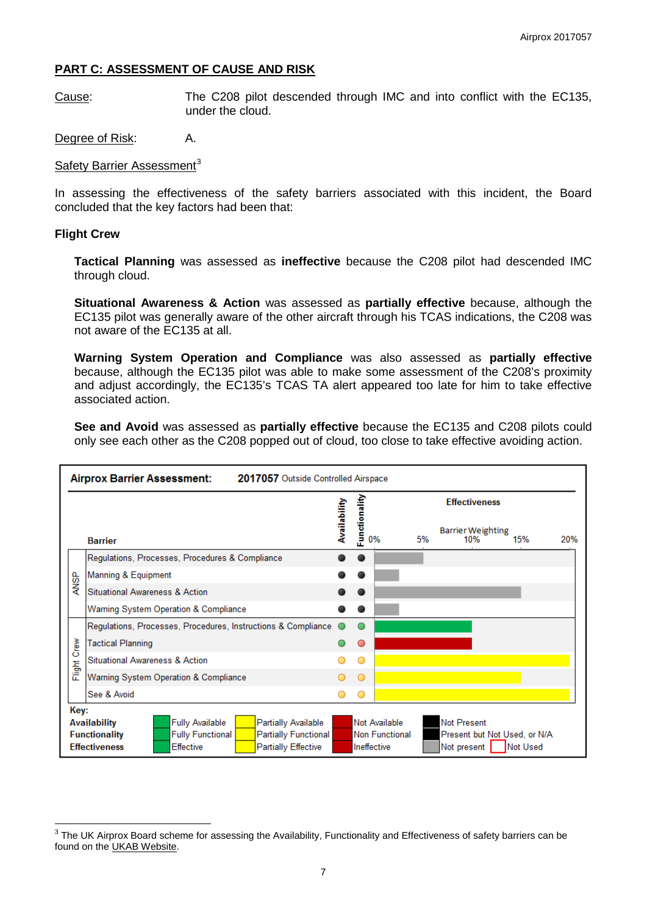## PART C: ASSESSMENT OF CAUSE AND RISK

Cause: The C208 pilot descended through IMC and into conflict with the EC135, under the cloud.

Degree of Risk: A.

Safety Barrier Assessment[3]

In assessing the effectiveness of the safety barriers associated with this incident, the Board concluded that the key factors had been that:

### Flight Crew

**Tactical Planning** was assessed as **ineffective** because the C208 pilot had descended IMC through cloud.

**Situational Awareness & Action** was assessed as **partially effective** because, although the EC135 pilot was generally aware of the other aircraft through his TCAS indications, the C208 was not aware of the EC135 at all.

**Warning System Operation and Compliance** was also assessed as **partially effective** because, although the EC135 pilot was able to make some assessment of the C208's proximity and adjust accordingly, the EC135's TCAS TA alert appeared too late for him to take effective associated action.

**See and Avoid** was assessed as **partially effective** because the EC135 and C208 pilots could only see each other as the C208 popped out of cloud, too close to take effective avoiding action.

**Airprox Barrier Assessment:** **2017057** Outside Controlled Airspace

Barrier
Availability
Functionality
Effectiveness
Barrier Weighting
0% 5% 10% 15% 20%

ANSP
Regulations, Processes, Procedures & Compliance
Manning & Equipment
Situational Awareness & Action
Warning System Operation & Compliance

Flight Crew
Regulations, Processes, Procedures, Instructions & Compliance
Tactical Planning
Situational Awareness & Action
Warning System Operation & Compliance
See & Avoid

Key:
Availability: Fully Available, Partially Available, Not Available, Not Present
Functionality: Fully Functional, Partially Functional, Non Functional, Present but Not Used, or N/A
Effectiveness: Effective, Partially Effective, Ineffective, Not present, Not Used

---

[3] The UK Airprox Board scheme for assessing the Availability, Functionality and Effectiveness of safety barriers can be found on the UKAB Website.